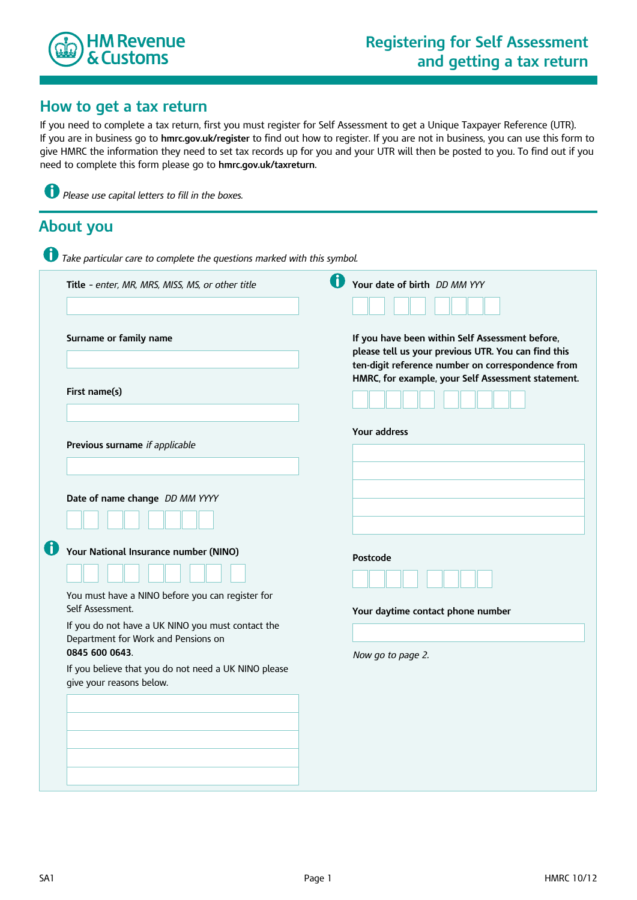HM Revenue & Customs

# Registering for Self Assessment and getting a tax return

## How to get a tax return

If you need to complete a tax return, first you must register for Self Assessment to get a Unique Taxpayer Reference (UTR). If you are in business go to **hmrc.gov.uk/register** to find out how to register. If you are not in business, you can use this form to give HMRC the information they need to set tax records up for you and your UTR will then be posted to you. To find out if you need to complete this form please go to **hmrc.gov.uk/taxreturn**.

*Please use capital letters to fill in the boxes.*

## About you

*Take particular care to complete the questions marked with this symbol.*

**Title** - *enter, MR, MRS, MISS, MS, or other title*

**Surname or family name**

**First name(s)**

**Previous surname** *if applicable*

**Date of name change** *DD MM YYYY*

**Your National Insurance number (NINO)**

You must have a NINO before you can register for Self Assessment.

If you do not have a UK NINO you must contact the Department for Work and Pensions on **0845 600 0643**.

If you believe that you do not need a UK NINO please give your reasons below.

**Your date of birth** *DD MM YYY*

**If you have been within Self Assessment before, please tell us your previous UTR. You can find this ten-digit reference number on correspondence from HMRC, for example, your Self Assessment statement.**

**Your address**

**Postcode**

**Your daytime contact phone number**

*Now go to page 2.*

SA1 HMRC 10/12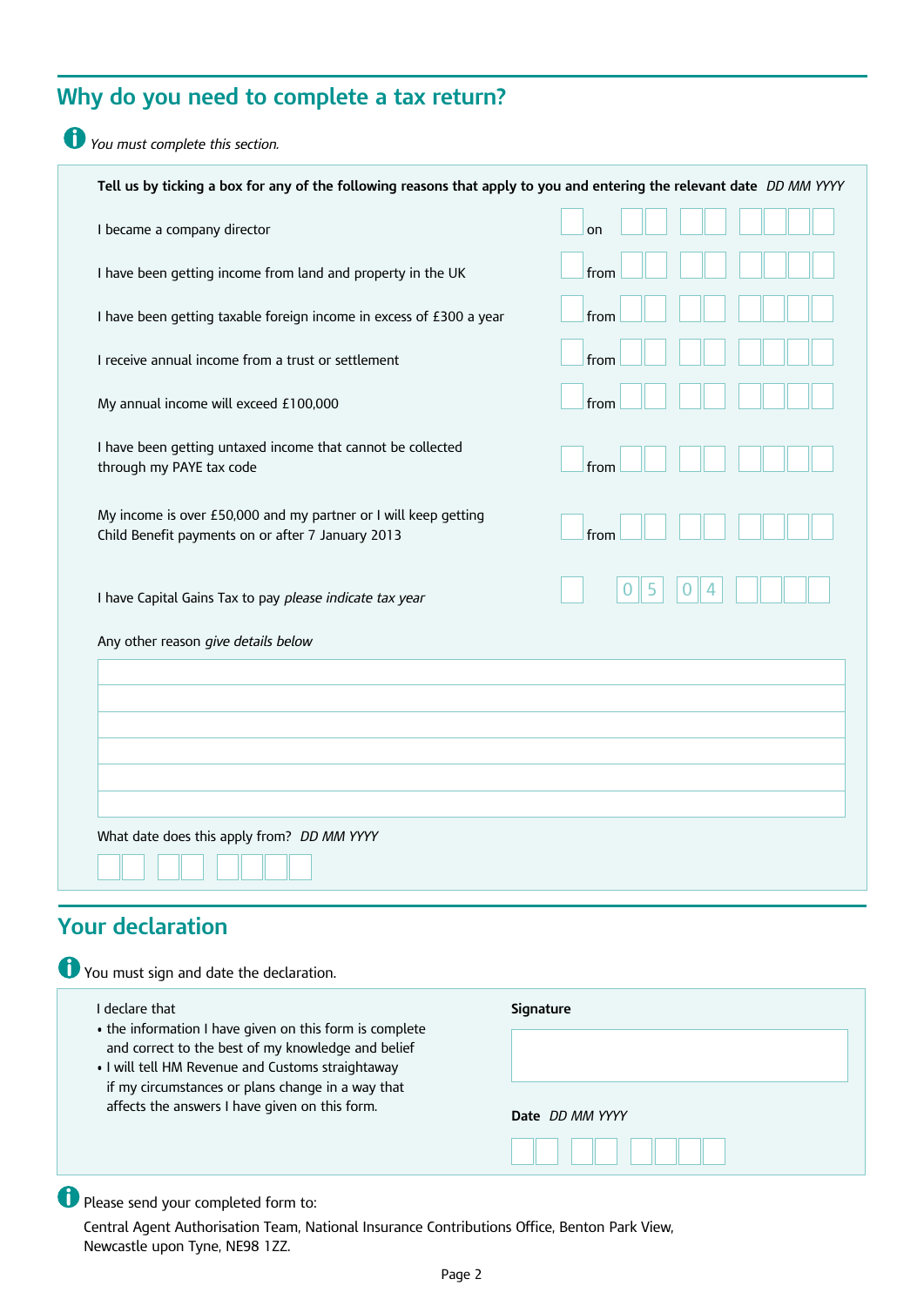## Why do you need to complete a tax return?

*You must complete this section.*

**Tell us by ticking a box for any of the following reasons that apply to you and entering the relevant date** *DD MM YYYY*

| | | |
|---|---|---|
| I became a company director | ☐ | on |
| I have been getting income from land and property in the UK | ☐ | from |
| I have been getting taxable foreign income in excess of £300 a year | ☐ | from |
| I receive annual income from a trust or settlement | ☐ | from |
| My annual income will exceed £100,000 | ☐ | from |
| I have been getting untaxed income that cannot be collected through my PAYE tax code | ☐ | from |
| My income is over £50,000 and my partner or I will keep getting Child Benefit payments on or after 7 January 2013 | ☐ | from |
| I have Capital Gains Tax to pay *please indicate tax year* | ☐ | 05 04 |

Any other reason *give details below*

What date does this apply from? *DD MM YYYY*

## Your declaration

You must sign and date the declaration.

I declare that

- the information I have given on this form is complete and correct to the best of my knowledge and belief
- I will tell HM Revenue and Customs straightaway if my circumstances or plans change in a way that affects the answers I have given on this form.

**Signature**

**Date** *DD MM YYYY*

Please send your completed form to:

Central Agent Authorisation Team, National Insurance Contributions Office, Benton Park View, Newcastle upon Tyne, NE98 1ZZ.